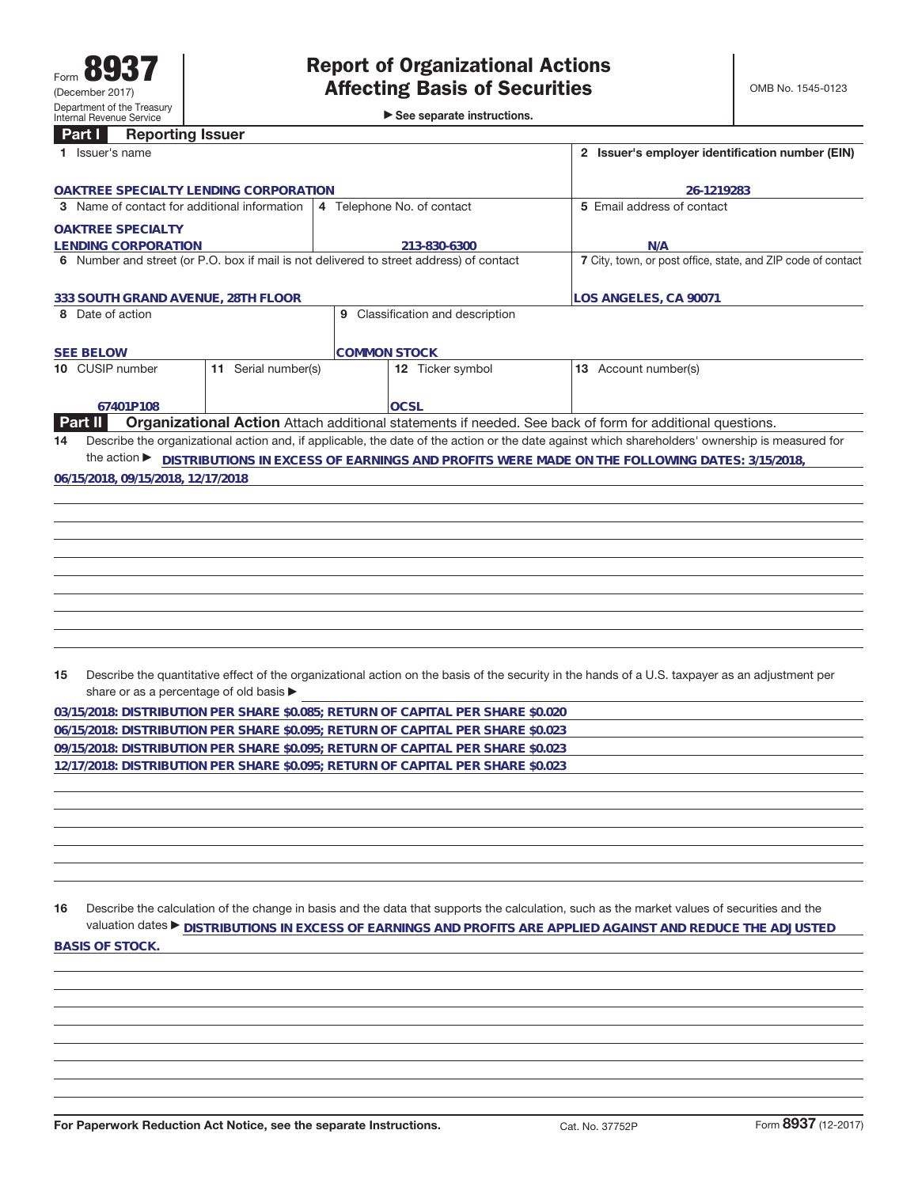Form **8937**
(December 2017)
Department of the Treasury
Internal Revenue Service

# Report of Organizational Actions Affecting Basis of Securities

▶ See separate instructions.

OMB No. 1545-0123

## Part I Reporting Issuer

| 1 Issuer's name | | | 2 Issuer's employer identification number (EIN) |
|---|---|---|---|
| OAKTREE SPECIALTY LENDING CORPORATION | | | 26-1219283 |
| 3 Name of contact for additional information | 4 Telephone No. of contact | | 5 Email address of contact |
| OAKTREE SPECIALTY LENDING CORPORATION | 213-830-6300 | | N/A |
| 6 Number and street (or P.O. box if mail is not delivered to street address) of contact | | | 7 City, town, or post office, state, and ZIP code of contact |
| 333 SOUTH GRAND AVENUE, 28TH FLOOR | | | LOS ANGELES, CA 90071 |
| 8 Date of action | 9 Classification and description | | |
| SEE BELOW | COMMON STOCK | | |
| 10 CUSIP number | 11 Serial number(s) | 12 Ticker symbol | 13 Account number(s) |
| 67401P108 | | OCSL | |

## Part II Organizational Action

Attach additional statements if needed. See back of form for additional questions.

**14** Describe the organizational action and, if applicable, the date of the action or the date against which shareholders' ownership is measured for the action ▶ DISTRIBUTIONS IN EXCESS OF EARNINGS AND PROFITS WERE MADE ON THE FOLLOWING DATES: 3/15/2018, 06/15/2018, 09/15/2018, 12/17/2018

**15** Describe the quantitative effect of the organizational action on the basis of the security in the hands of a U.S. taxpayer as an adjustment per share or as a percentage of old basis ▶

03/15/2018: DISTRIBUTION PER SHARE $0.085; RETURN OF CAPITAL PER SHARE $0.020
06/15/2018: DISTRIBUTION PER SHARE $0.095; RETURN OF CAPITAL PER SHARE $0.023
09/15/2018: DISTRIBUTION PER SHARE $0.095; RETURN OF CAPITAL PER SHARE $0.023
12/17/2018: DISTRIBUTION PER SHARE $0.095; RETURN OF CAPITAL PER SHARE $0.023

**16** Describe the calculation of the change in basis and the data that supports the calculation, such as the market values of securities and the valuation dates ▶ DISTRIBUTIONS IN EXCESS OF EARNINGS AND PROFITS ARE APPLIED AGAINST AND REDUCE THE ADJUSTED BASIS OF STOCK.

For Paperwork Reduction Act Notice, see the separate Instructions. Cat. No. 37752P Form **8937** (12-2017)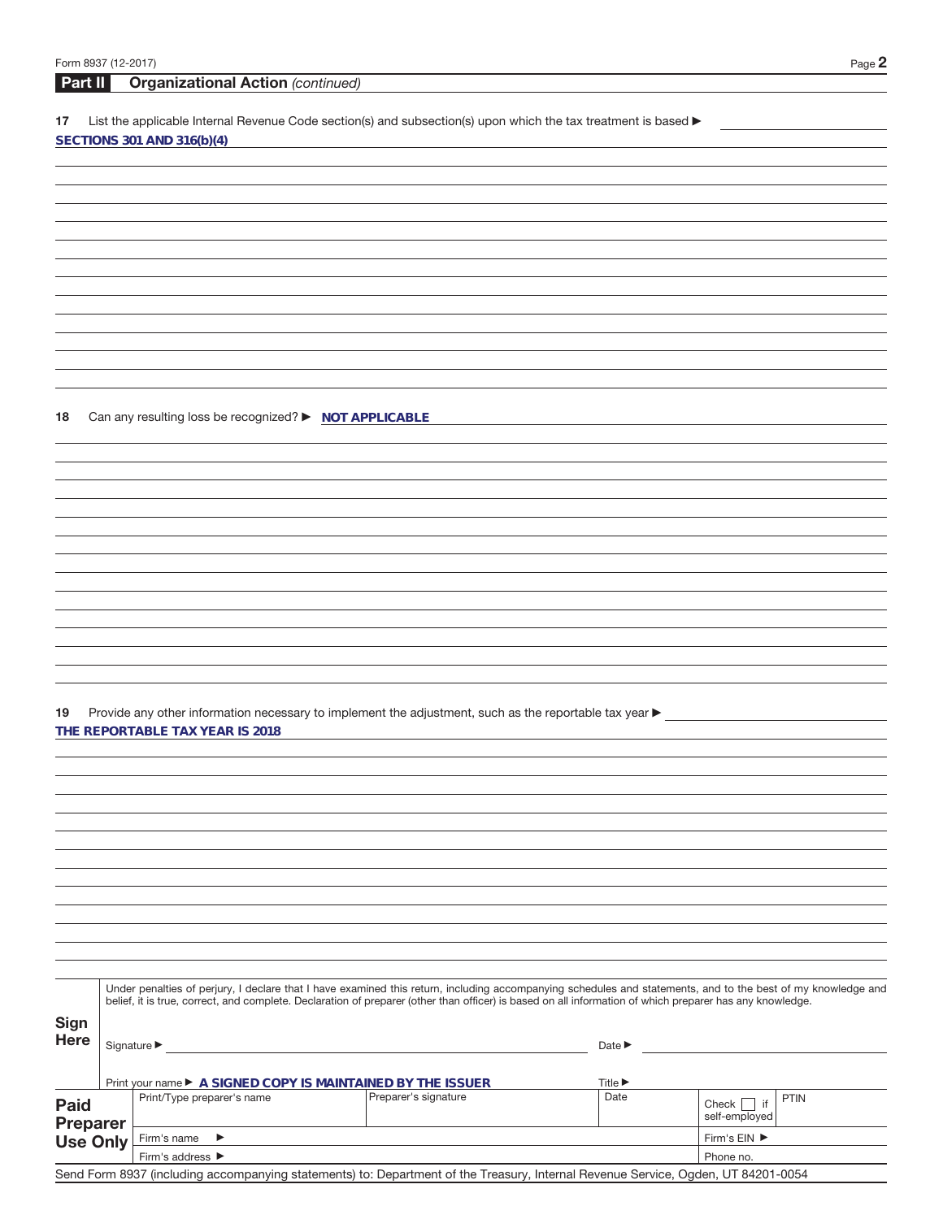Form 8937 (12-2017)

**Part II** **Organizational Action** *(continued)*

**17** List the applicable Internal Revenue Code section(s) and subsection(s) upon which the tax treatment is based ▶

**SECTIONS 301 AND 316(b)(4)**

**18** Can any resulting loss be recognized? ▶ **NOT APPLICABLE**

**19** Provide any other information necessary to implement the adjustment, such as the reportable tax year ▶

**THE REPORTABLE TAX YEAR IS 2018**

**Sign Here**

Under penalties of perjury, I declare that I have examined this return, including accompanying schedules and statements, and to the best of my knowledge and belief, it is true, correct, and complete. Declaration of preparer (other than officer) is based on all information of which preparer has any knowledge.

Signature ▶ Date ▶

Print your name ▶ **A SIGNED COPY IS MAINTAINED BY THE ISSUER** Title ▶

| **Paid Preparer Use Only** | | | | |
|---|---|---|---|---|
| Print/Type preparer's name | Preparer's signature | Date | Check ☐ if self-employed | PTIN |
| Firm's name ▶ | | | Firm's EIN ▶ | |
| Firm's address ▶ | | | Phone no. | |

Send Form 8937 (including accompanying statements) to: Department of the Treasury, Internal Revenue Service, Ogden, UT 84201-0054